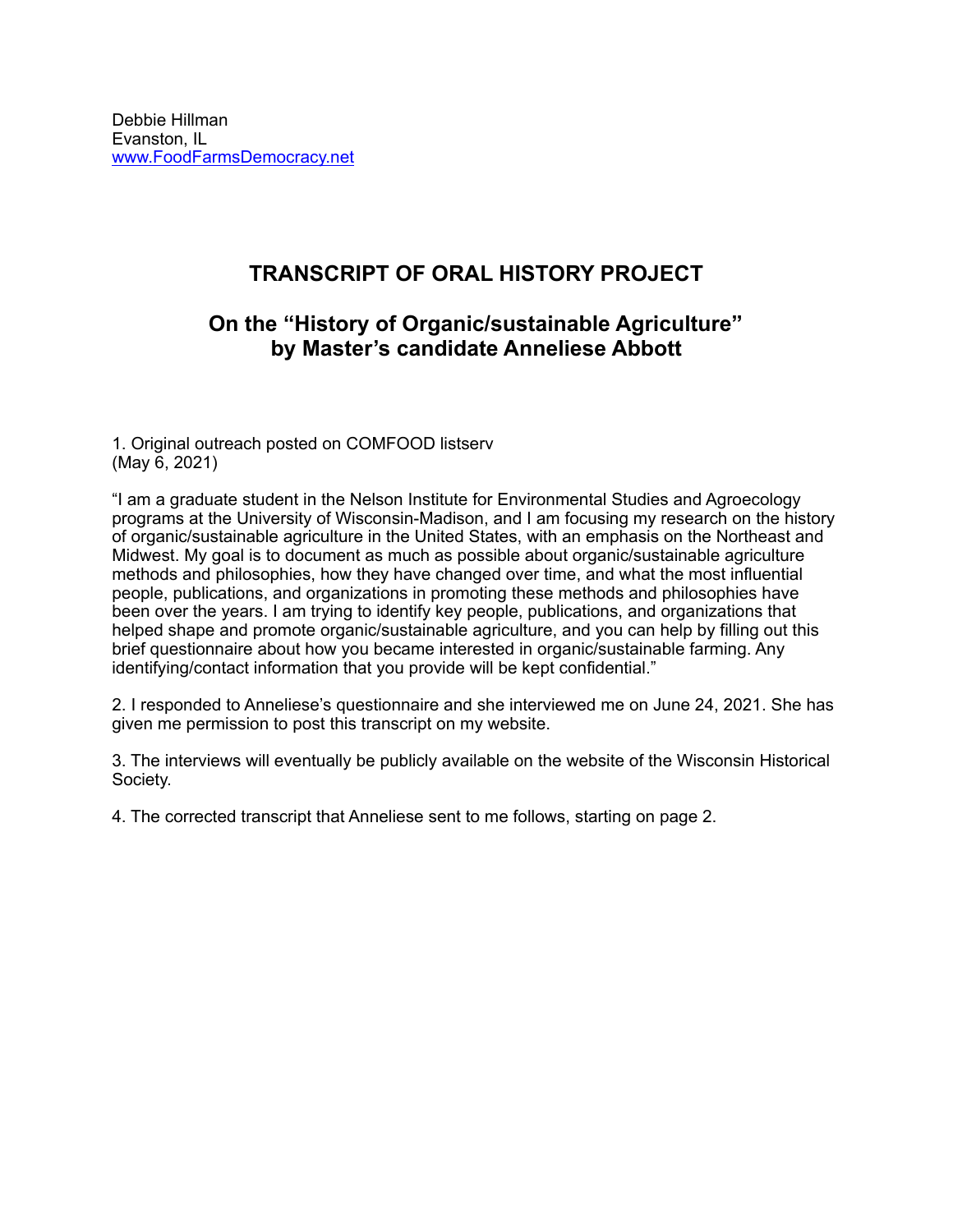Debbie Hillman
Evanston, IL
[www.FoodFarmsDemocracy.net](http://www.FoodFarmsDemocracy.net)

## TRANSCRIPT OF ORAL HISTORY PROJECT

## On the "History of Organic/sustainable Agriculture" by Master's candidate Anneliese Abbott

1. Original outreach posted on COMFOOD listserv
(May 6, 2021)

"I am a graduate student in the Nelson Institute for Environmental Studies and Agroecology programs at the University of Wisconsin-Madison, and I am focusing my research on the history of organic/sustainable agriculture in the United States, with an emphasis on the Northeast and Midwest. My goal is to document as much as possible about organic/sustainable agriculture methods and philosophies, how they have changed over time, and what the most influential people, publications, and organizations in promoting these methods and philosophies have been over the years. I am trying to identify key people, publications, and organizations that helped shape and promote organic/sustainable agriculture, and you can help by filling out this brief questionnaire about how you became interested in organic/sustainable farming. Any identifying/contact information that you provide will be kept confidential."

2. I responded to Anneliese's questionnaire and she interviewed me on June 24, 2021. She has given me permission to post this transcript on my website.

3. The interviews will eventually be publicly available on the website of the Wisconsin Historical Society.

4. The corrected transcript that Anneliese sent to me follows, starting on page 2.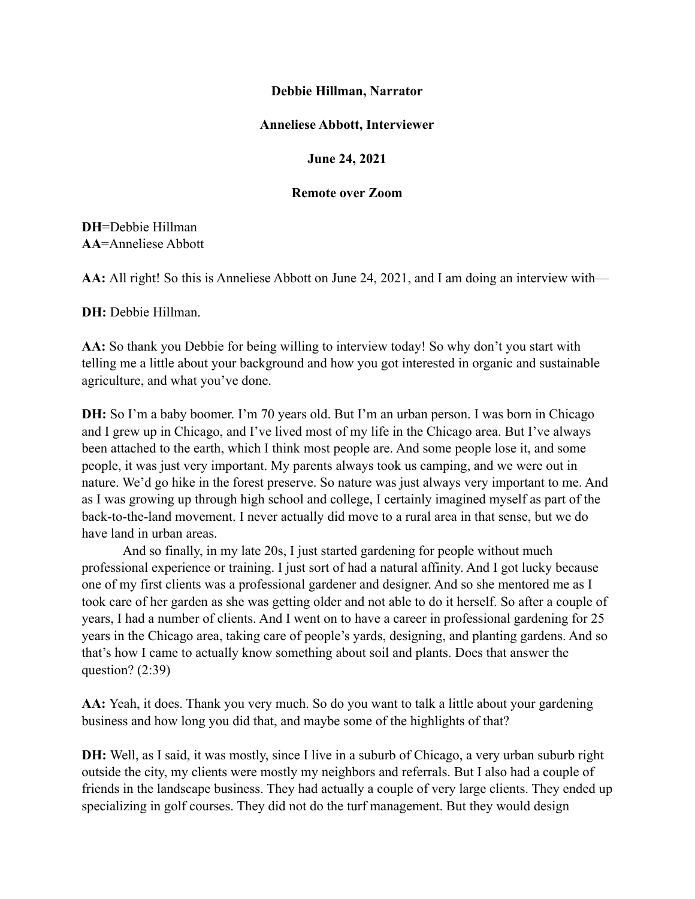**Debbie Hillman, Narrator**

**Anneliese Abbott, Interviewer**

**June 24, 2021**

**Remote over Zoom**

**DH**=Debbie Hillman
**AA**=Anneliese Abbott

**AA:** All right! So this is Anneliese Abbott on June 24, 2021, and I am doing an interview with—

**DH:** Debbie Hillman.

**AA:** So thank you Debbie for being willing to interview today! So why don't you start with telling me a little about your background and how you got interested in organic and sustainable agriculture, and what you've done.

**DH:** So I'm a baby boomer. I'm 70 years old. But I'm an urban person. I was born in Chicago and I grew up in Chicago, and I've lived most of my life in the Chicago area. But I've always been attached to the earth, which I think most people are. And some people lose it, and some people, it was just very important. My parents always took us camping, and we were out in nature. We'd go hike in the forest preserve. So nature was just always very important to me. And as I was growing up through high school and college, I certainly imagined myself as part of the back-to-the-land movement. I never actually did move to a rural area in that sense, but we do have land in urban areas.

And so finally, in my late 20s, I just started gardening for people without much professional experience or training. I just sort of had a natural affinity. And I got lucky because one of my first clients was a professional gardener and designer. And so she mentored me as I took care of her garden as she was getting older and not able to do it herself. So after a couple of years, I had a number of clients. And I went on to have a career in professional gardening for 25 years in the Chicago area, taking care of people's yards, designing, and planting gardens. And so that's how I came to actually know something about soil and plants. Does that answer the question? (2:39)

**AA:** Yeah, it does. Thank you very much. So do you want to talk a little about your gardening business and how long you did that, and maybe some of the highlights of that?

**DH:** Well, as I said, it was mostly, since I live in a suburb of Chicago, a very urban suburb right outside the city, my clients were mostly my neighbors and referrals. But I also had a couple of friends in the landscape business. They had actually a couple of very large clients. They ended up specializing in golf courses. They did not do the turf management. But they would design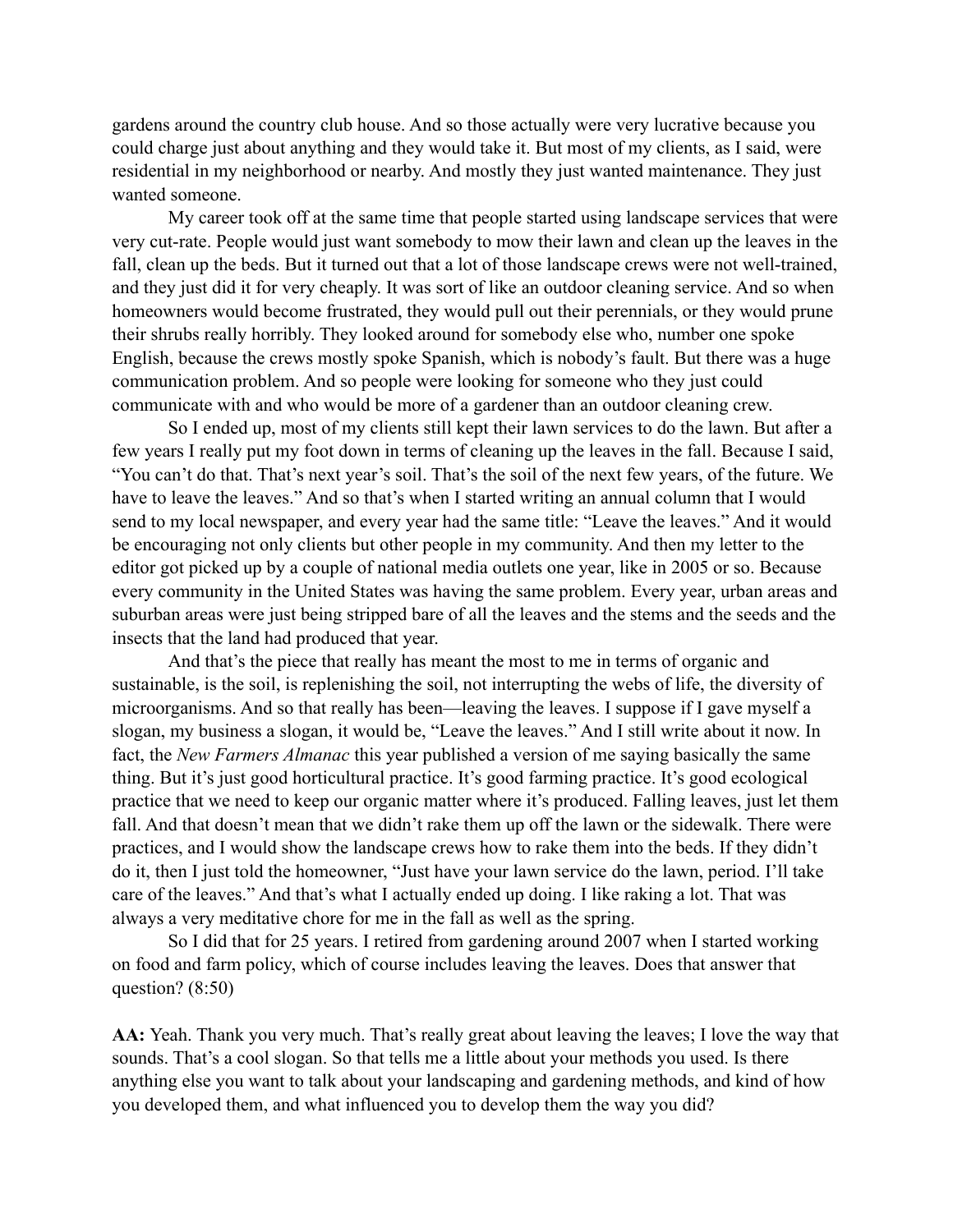gardens around the country club house. And so those actually were very lucrative because you could charge just about anything and they would take it. But most of my clients, as I said, were residential in my neighborhood or nearby. And mostly they just wanted maintenance. They just wanted someone.

My career took off at the same time that people started using landscape services that were very cut-rate. People would just want somebody to mow their lawn and clean up the leaves in the fall, clean up the beds. But it turned out that a lot of those landscape crews were not well-trained, and they just did it for very cheaply. It was sort of like an outdoor cleaning service. And so when homeowners would become frustrated, they would pull out their perennials, or they would prune their shrubs really horribly. They looked around for somebody else who, number one spoke English, because the crews mostly spoke Spanish, which is nobody's fault. But there was a huge communication problem. And so people were looking for someone who they just could communicate with and who would be more of a gardener than an outdoor cleaning crew.

So I ended up, most of my clients still kept their lawn services to do the lawn. But after a few years I really put my foot down in terms of cleaning up the leaves in the fall. Because I said, "You can't do that. That's next year's soil. That's the soil of the next few years, of the future. We have to leave the leaves." And so that's when I started writing an annual column that I would send to my local newspaper, and every year had the same title: "Leave the leaves." And it would be encouraging not only clients but other people in my community. And then my letter to the editor got picked up by a couple of national media outlets one year, like in 2005 or so. Because every community in the United States was having the same problem. Every year, urban areas and suburban areas were just being stripped bare of all the leaves and the stems and the seeds and the insects that the land had produced that year.

And that's the piece that really has meant the most to me in terms of organic and sustainable, is the soil, is replenishing the soil, not interrupting the webs of life, the diversity of microorganisms. And so that really has been—leaving the leaves. I suppose if I gave myself a slogan, my business a slogan, it would be, "Leave the leaves." And I still write about it now. In fact, the *New Farmers Almanac* this year published a version of me saying basically the same thing. But it's just good horticultural practice. It's good farming practice. It's good ecological practice that we need to keep our organic matter where it's produced. Falling leaves, just let them fall. And that doesn't mean that we didn't rake them up off the lawn or the sidewalk. There were practices, and I would show the landscape crews how to rake them into the beds. If they didn't do it, then I just told the homeowner, "Just have your lawn service do the lawn, period. I'll take care of the leaves." And that's what I actually ended up doing. I like raking a lot. That was always a very meditative chore for me in the fall as well as the spring.

So I did that for 25 years. I retired from gardening around 2007 when I started working on food and farm policy, which of course includes leaving the leaves. Does that answer that question? (8:50)

**AA:** Yeah. Thank you very much. That's really great about leaving the leaves; I love the way that sounds. That's a cool slogan. So that tells me a little about your methods you used. Is there anything else you want to talk about your landscaping and gardening methods, and kind of how you developed them, and what influenced you to develop them the way you did?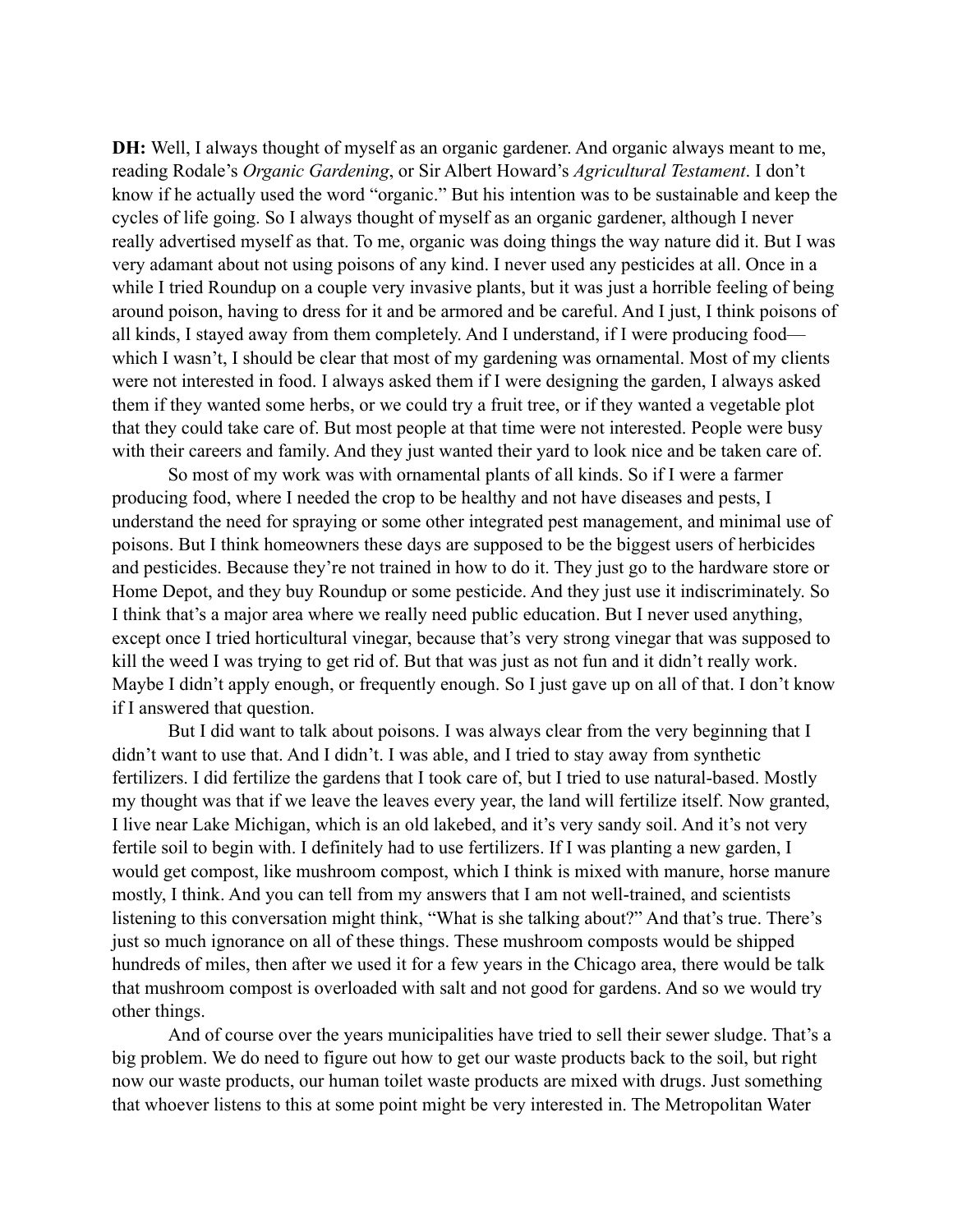**DH:** Well, I always thought of myself as an organic gardener. And organic always meant to me, reading Rodale's *Organic Gardening*, or Sir Albert Howard's *Agricultural Testament*. I don't know if he actually used the word "organic." But his intention was to be sustainable and keep the cycles of life going. So I always thought of myself as an organic gardener, although I never really advertised myself as that. To me, organic was doing things the way nature did it. But I was very adamant about not using poisons of any kind. I never used any pesticides at all. Once in a while I tried Roundup on a couple very invasive plants, but it was just a horrible feeling of being around poison, having to dress for it and be armored and be careful. And I just, I think poisons of all kinds, I stayed away from them completely. And I understand, if I were producing food—which I wasn't, I should be clear that most of my gardening was ornamental. Most of my clients were not interested in food. I always asked them if I were designing the garden, I always asked them if they wanted some herbs, or we could try a fruit tree, or if they wanted a vegetable plot that they could take care of. But most people at that time were not interested. People were busy with their careers and family. And they just wanted their yard to look nice and be taken care of.

So most of my work was with ornamental plants of all kinds. So if I were a farmer producing food, where I needed the crop to be healthy and not have diseases and pests, I understand the need for spraying or some other integrated pest management, and minimal use of poisons. But I think homeowners these days are supposed to be the biggest users of herbicides and pesticides. Because they're not trained in how to do it. They just go to the hardware store or Home Depot, and they buy Roundup or some pesticide. And they just use it indiscriminately. So I think that's a major area where we really need public education. But I never used anything, except once I tried horticultural vinegar, because that's very strong vinegar that was supposed to kill the weed I was trying to get rid of. But that was just as not fun and it didn't really work. Maybe I didn't apply enough, or frequently enough. So I just gave up on all of that. I don't know if I answered that question.

But I did want to talk about poisons. I was always clear from the very beginning that I didn't want to use that. And I didn't. I was able, and I tried to stay away from synthetic fertilizers. I did fertilize the gardens that I took care of, but I tried to use natural-based. Mostly my thought was that if we leave the leaves every year, the land will fertilize itself. Now granted, I live near Lake Michigan, which is an old lakebed, and it's very sandy soil. And it's not very fertile soil to begin with. I definitely had to use fertilizers. If I was planting a new garden, I would get compost, like mushroom compost, which I think is mixed with manure, horse manure mostly, I think. And you can tell from my answers that I am not well-trained, and scientists listening to this conversation might think, "What is she talking about?" And that's true. There's just so much ignorance on all of these things. These mushroom composts would be shipped hundreds of miles, then after we used it for a few years in the Chicago area, there would be talk that mushroom compost is overloaded with salt and not good for gardens. And so we would try other things.

And of course over the years municipalities have tried to sell their sewer sludge. That's a big problem. We do need to figure out how to get our waste products back to the soil, but right now our waste products, our human toilet waste products are mixed with drugs. Just something that whoever listens to this at some point might be very interested in. The Metropolitan Water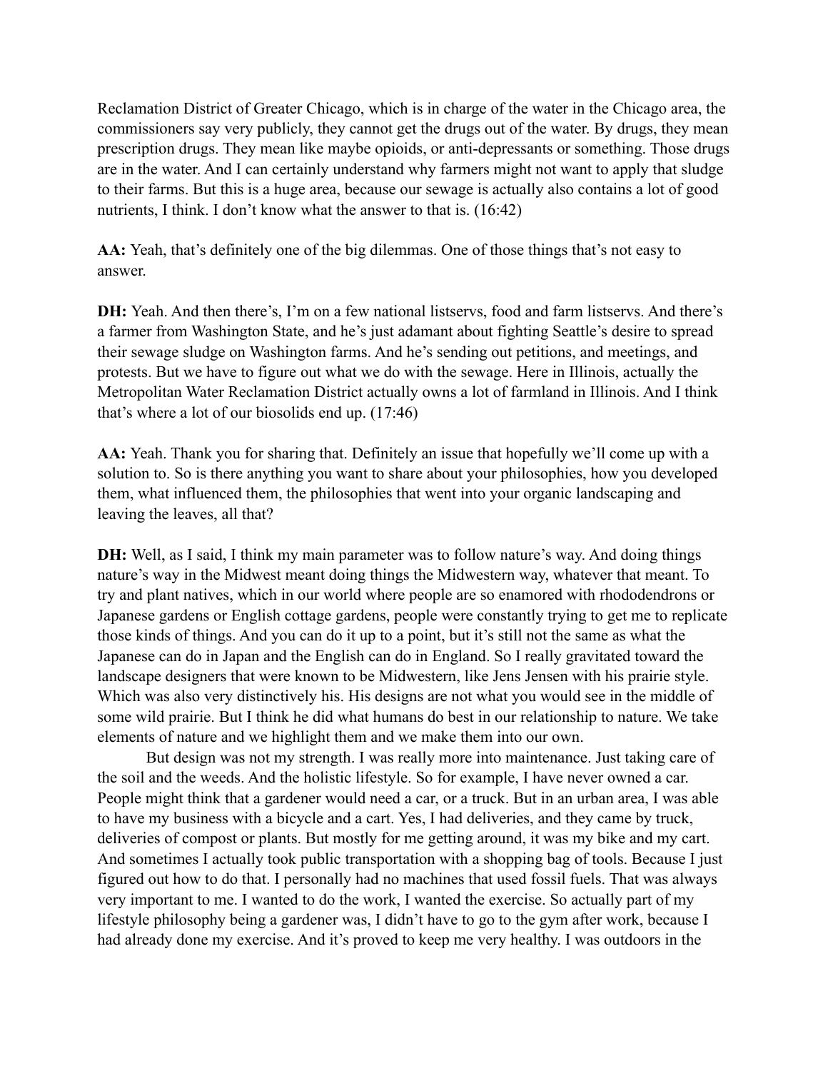Reclamation District of Greater Chicago, which is in charge of the water in the Chicago area, the commissioners say very publicly, they cannot get the drugs out of the water. By drugs, they mean prescription drugs. They mean like maybe opioids, or anti-depressants or something. Those drugs are in the water. And I can certainly understand why farmers might not want to apply that sludge to their farms. But this is a huge area, because our sewage is actually also contains a lot of good nutrients, I think. I don't know what the answer to that is. (16:42)

**AA:** Yeah, that's definitely one of the big dilemmas. One of those things that's not easy to answer.

**DH:** Yeah. And then there's, I'm on a few national listservs, food and farm listservs. And there's a farmer from Washington State, and he's just adamant about fighting Seattle's desire to spread their sewage sludge on Washington farms. And he's sending out petitions, and meetings, and protests. But we have to figure out what we do with the sewage. Here in Illinois, actually the Metropolitan Water Reclamation District actually owns a lot of farmland in Illinois. And I think that's where a lot of our biosolids end up. (17:46)

**AA:** Yeah. Thank you for sharing that. Definitely an issue that hopefully we'll come up with a solution to. So is there anything you want to share about your philosophies, how you developed them, what influenced them, the philosophies that went into your organic landscaping and leaving the leaves, all that?

**DH:** Well, as I said, I think my main parameter was to follow nature's way. And doing things nature's way in the Midwest meant doing things the Midwestern way, whatever that meant. To try and plant natives, which in our world where people are so enamored with rhododendrons or Japanese gardens or English cottage gardens, people were constantly trying to get me to replicate those kinds of things. And you can do it up to a point, but it's still not the same as what the Japanese can do in Japan and the English can do in England. So I really gravitated toward the landscape designers that were known to be Midwestern, like Jens Jensen with his prairie style. Which was also very distinctively his. His designs are not what you would see in the middle of some wild prairie. But I think he did what humans do best in our relationship to nature. We take elements of nature and we highlight them and we make them into our own.

But design was not my strength. I was really more into maintenance. Just taking care of the soil and the weeds. And the holistic lifestyle. So for example, I have never owned a car. People might think that a gardener would need a car, or a truck. But in an urban area, I was able to have my business with a bicycle and a cart. Yes, I had deliveries, and they came by truck, deliveries of compost or plants. But mostly for me getting around, it was my bike and my cart. And sometimes I actually took public transportation with a shopping bag of tools. Because I just figured out how to do that. I personally had no machines that used fossil fuels. That was always very important to me. I wanted to do the work, I wanted the exercise. So actually part of my lifestyle philosophy being a gardener was, I didn't have to go to the gym after work, because I had already done my exercise. And it's proved to keep me very healthy. I was outdoors in the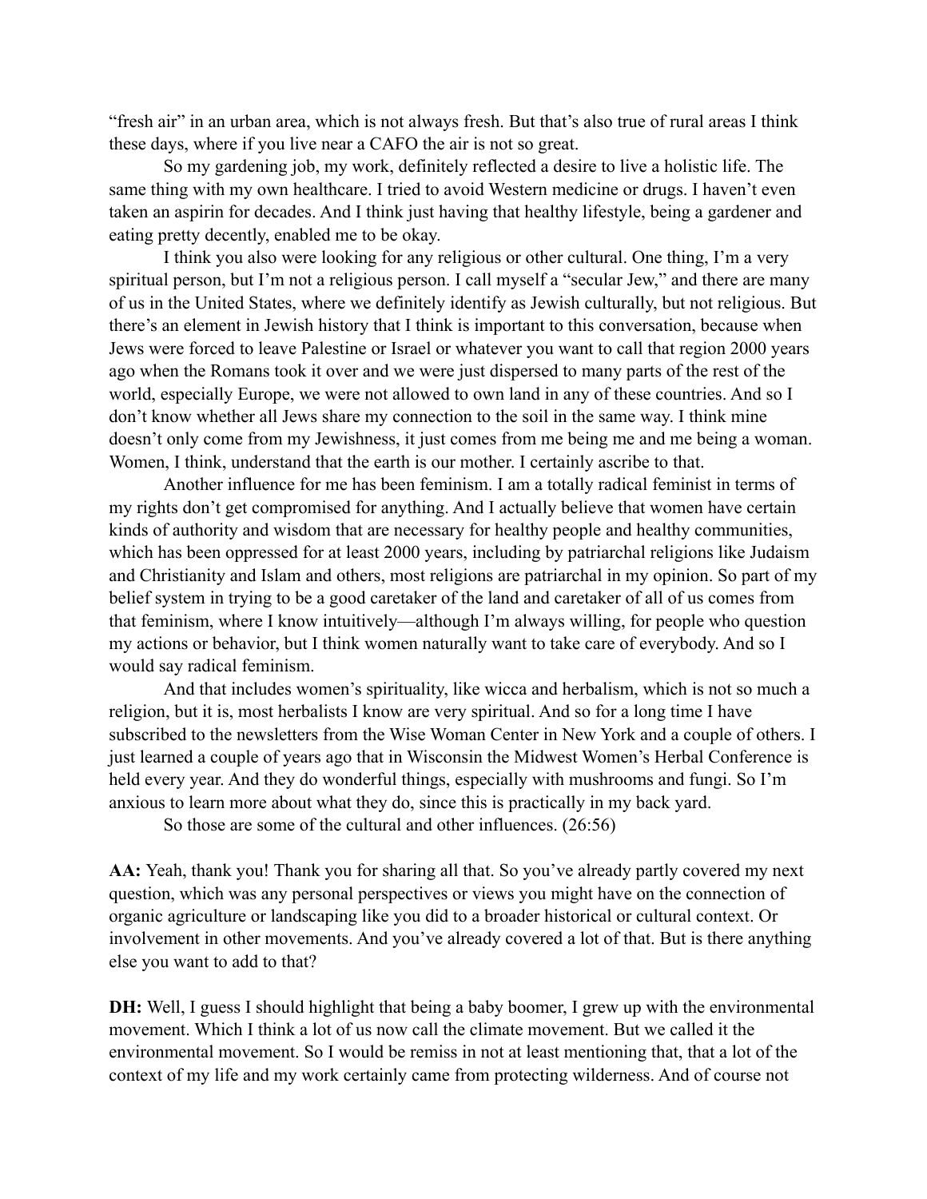"fresh air" in an urban area, which is not always fresh. But that's also true of rural areas I think these days, where if you live near a CAFO the air is not so great.

So my gardening job, my work, definitely reflected a desire to live a holistic life. The same thing with my own healthcare. I tried to avoid Western medicine or drugs. I haven't even taken an aspirin for decades. And I think just having that healthy lifestyle, being a gardener and eating pretty decently, enabled me to be okay.

I think you also were looking for any religious or other cultural. One thing, I'm a very spiritual person, but I'm not a religious person. I call myself a "secular Jew," and there are many of us in the United States, where we definitely identify as Jewish culturally, but not religious. But there's an element in Jewish history that I think is important to this conversation, because when Jews were forced to leave Palestine or Israel or whatever you want to call that region 2000 years ago when the Romans took it over and we were just dispersed to many parts of the rest of the world, especially Europe, we were not allowed to own land in any of these countries. And so I don't know whether all Jews share my connection to the soil in the same way. I think mine doesn't only come from my Jewishness, it just comes from me being me and me being a woman. Women, I think, understand that the earth is our mother. I certainly ascribe to that.

Another influence for me has been feminism. I am a totally radical feminist in terms of my rights don't get compromised for anything. And I actually believe that women have certain kinds of authority and wisdom that are necessary for healthy people and healthy communities, which has been oppressed for at least 2000 years, including by patriarchal religions like Judaism and Christianity and Islam and others, most religions are patriarchal in my opinion. So part of my belief system in trying to be a good caretaker of the land and caretaker of all of us comes from that feminism, where I know intuitively—although I'm always willing, for people who question my actions or behavior, but I think women naturally want to take care of everybody. And so I would say radical feminism.

And that includes women's spirituality, like wicca and herbalism, which is not so much a religion, but it is, most herbalists I know are very spiritual. And so for a long time I have subscribed to the newsletters from the Wise Woman Center in New York and a couple of others. I just learned a couple of years ago that in Wisconsin the Midwest Women's Herbal Conference is held every year. And they do wonderful things, especially with mushrooms and fungi. So I'm anxious to learn more about what they do, since this is practically in my back yard.

So those are some of the cultural and other influences. (26:56)

**AA:** Yeah, thank you! Thank you for sharing all that. So you've already partly covered my next question, which was any personal perspectives or views you might have on the connection of organic agriculture or landscaping like you did to a broader historical or cultural context. Or involvement in other movements. And you've already covered a lot of that. But is there anything else you want to add to that?

**DH:** Well, I guess I should highlight that being a baby boomer, I grew up with the environmental movement. Which I think a lot of us now call the climate movement. But we called it the environmental movement. So I would be remiss in not at least mentioning that, that a lot of the context of my life and my work certainly came from protecting wilderness. And of course not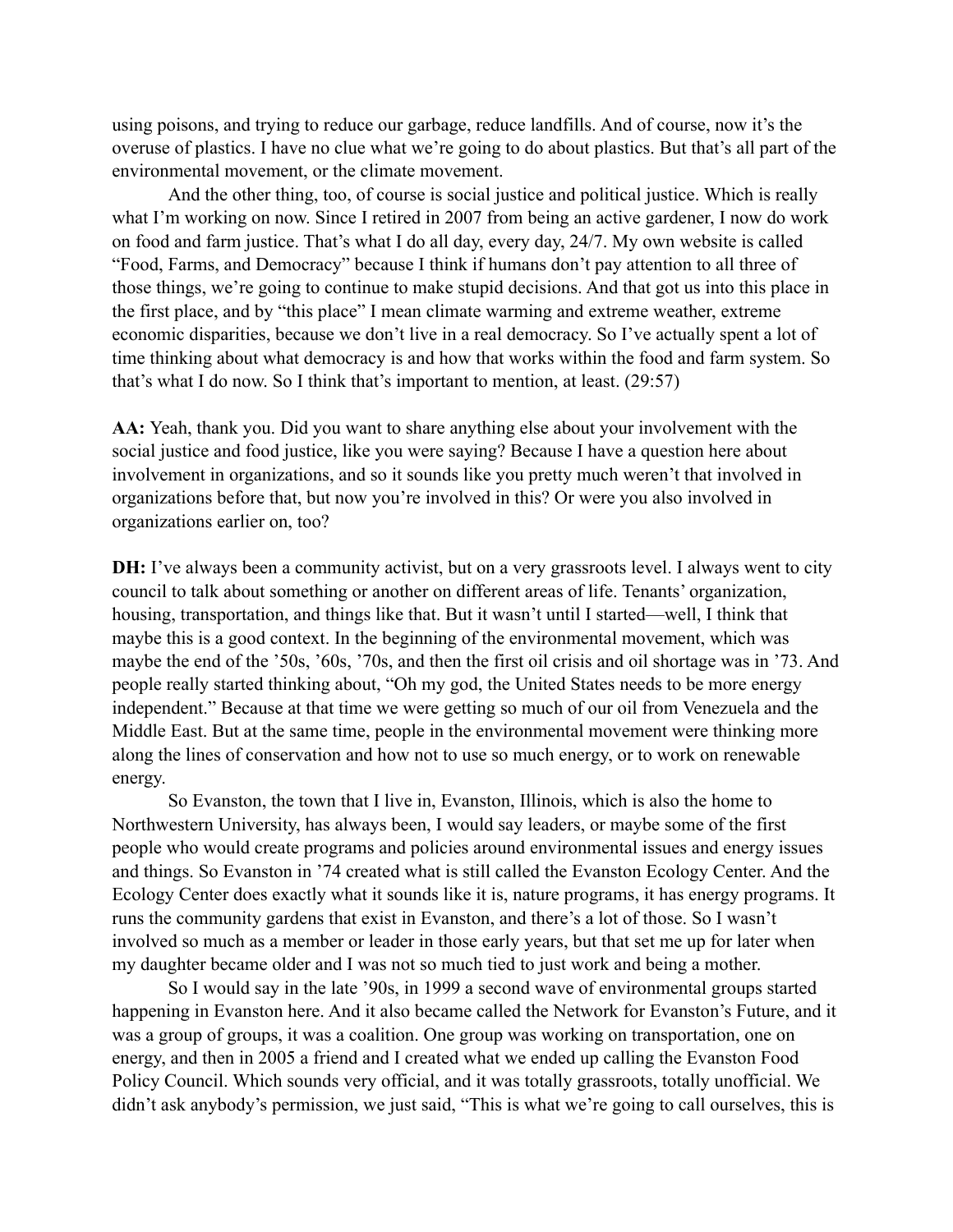using poisons, and trying to reduce our garbage, reduce landfills. And of course, now it's the overuse of plastics. I have no clue what we're going to do about plastics. But that's all part of the environmental movement, or the climate movement.

And the other thing, too, of course is social justice and political justice. Which is really what I'm working on now. Since I retired in 2007 from being an active gardener, I now do work on food and farm justice. That's what I do all day, every day, 24/7. My own website is called "Food, Farms, and Democracy" because I think if humans don't pay attention to all three of those things, we're going to continue to make stupid decisions. And that got us into this place in the first place, and by "this place" I mean climate warming and extreme weather, extreme economic disparities, because we don't live in a real democracy. So I've actually spent a lot of time thinking about what democracy is and how that works within the food and farm system. So that's what I do now. So I think that's important to mention, at least. (29:57)

**AA:** Yeah, thank you. Did you want to share anything else about your involvement with the social justice and food justice, like you were saying? Because I have a question here about involvement in organizations, and so it sounds like you pretty much weren't that involved in organizations before that, but now you're involved in this? Or were you also involved in organizations earlier on, too?

**DH:** I've always been a community activist, but on a very grassroots level. I always went to city council to talk about something or another on different areas of life. Tenants' organization, housing, transportation, and things like that. But it wasn't until I started—well, I think that maybe this is a good context. In the beginning of the environmental movement, which was maybe the end of the '50s, '60s, '70s, and then the first oil crisis and oil shortage was in '73. And people really started thinking about, "Oh my god, the United States needs to be more energy independent." Because at that time we were getting so much of our oil from Venezuela and the Middle East. But at the same time, people in the environmental movement were thinking more along the lines of conservation and how not to use so much energy, or to work on renewable energy.

So Evanston, the town that I live in, Evanston, Illinois, which is also the home to Northwestern University, has always been, I would say leaders, or maybe some of the first people who would create programs and policies around environmental issues and energy issues and things. So Evanston in '74 created what is still called the Evanston Ecology Center. And the Ecology Center does exactly what it sounds like it is, nature programs, it has energy programs. It runs the community gardens that exist in Evanston, and there's a lot of those. So I wasn't involved so much as a member or leader in those early years, but that set me up for later when my daughter became older and I was not so much tied to just work and being a mother.

So I would say in the late '90s, in 1999 a second wave of environmental groups started happening in Evanston here. And it also became called the Network for Evanston's Future, and it was a group of groups, it was a coalition. One group was working on transportation, one on energy, and then in 2005 a friend and I created what we ended up calling the Evanston Food Policy Council. Which sounds very official, and it was totally grassroots, totally unofficial. We didn't ask anybody's permission, we just said, "This is what we're going to call ourselves, this is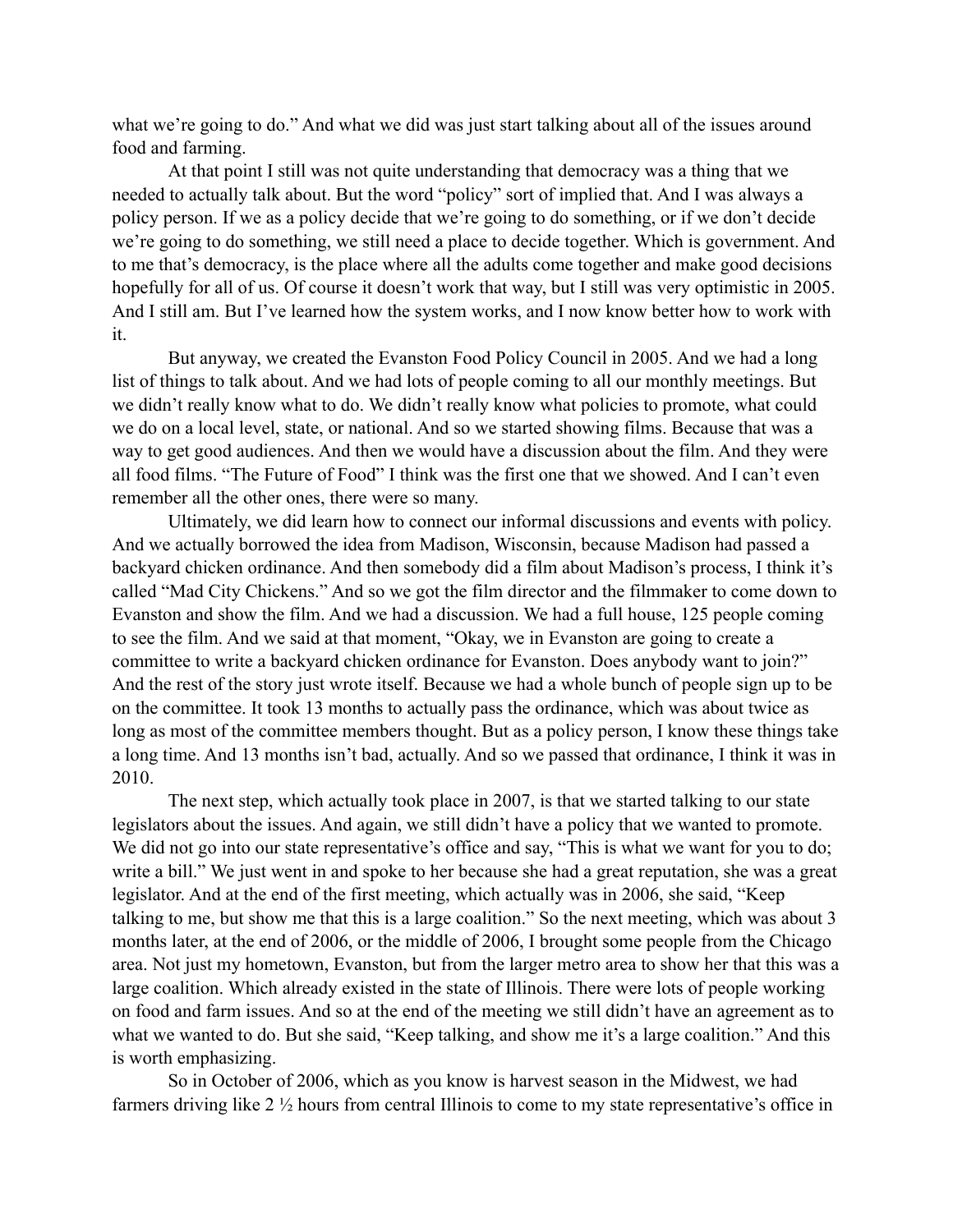what we're going to do." And what we did was just start talking about all of the issues around food and farming.

At that point I still was not quite understanding that democracy was a thing that we needed to actually talk about. But the word "policy" sort of implied that. And I was always a policy person. If we as a policy decide that we're going to do something, or if we don't decide we're going to do something, we still need a place to decide together. Which is government. And to me that's democracy, is the place where all the adults come together and make good decisions hopefully for all of us. Of course it doesn't work that way, but I still was very optimistic in 2005. And I still am. But I've learned how the system works, and I now know better how to work with it.

But anyway, we created the Evanston Food Policy Council in 2005. And we had a long list of things to talk about. And we had lots of people coming to all our monthly meetings. But we didn't really know what to do. We didn't really know what policies to promote, what could we do on a local level, state, or national. And so we started showing films. Because that was a way to get good audiences. And then we would have a discussion about the film. And they were all food films. "The Future of Food" I think was the first one that we showed. And I can't even remember all the other ones, there were so many.

Ultimately, we did learn how to connect our informal discussions and events with policy. And we actually borrowed the idea from Madison, Wisconsin, because Madison had passed a backyard chicken ordinance. And then somebody did a film about Madison's process, I think it's called "Mad City Chickens." And so we got the film director and the filmmaker to come down to Evanston and show the film. And we had a discussion. We had a full house, 125 people coming to see the film. And we said at that moment, "Okay, we in Evanston are going to create a committee to write a backyard chicken ordinance for Evanston. Does anybody want to join?" And the rest of the story just wrote itself. Because we had a whole bunch of people sign up to be on the committee. It took 13 months to actually pass the ordinance, which was about twice as long as most of the committee members thought. But as a policy person, I know these things take a long time. And 13 months isn't bad, actually. And so we passed that ordinance, I think it was in 2010.

The next step, which actually took place in 2007, is that we started talking to our state legislators about the issues. And again, we still didn't have a policy that we wanted to promote. We did not go into our state representative's office and say, "This is what we want for you to do; write a bill." We just went in and spoke to her because she had a great reputation, she was a great legislator. And at the end of the first meeting, which actually was in 2006, she said, "Keep talking to me, but show me that this is a large coalition." So the next meeting, which was about 3 months later, at the end of 2006, or the middle of 2006, I brought some people from the Chicago area. Not just my hometown, Evanston, but from the larger metro area to show her that this was a large coalition. Which already existed in the state of Illinois. There were lots of people working on food and farm issues. And so at the end of the meeting we still didn't have an agreement as to what we wanted to do. But she said, "Keep talking, and show me it's a large coalition." And this is worth emphasizing.

So in October of 2006, which as you know is harvest season in the Midwest, we had farmers driving like 2 ½ hours from central Illinois to come to my state representative's office in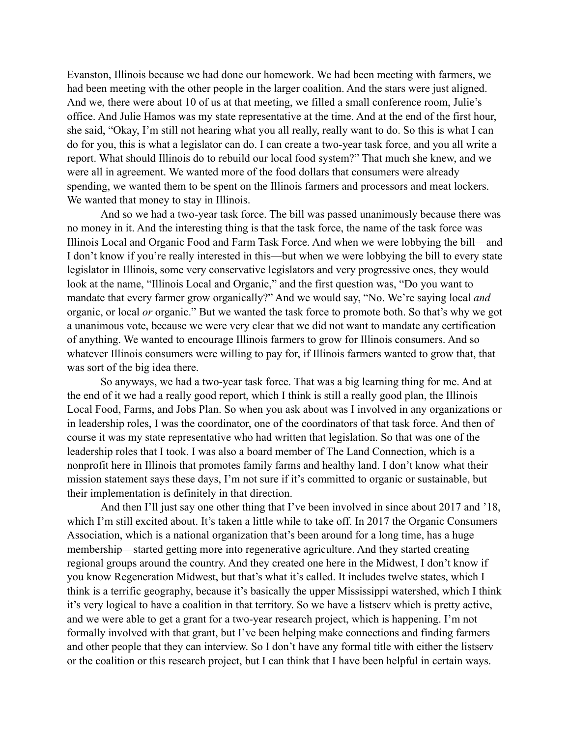Evanston, Illinois because we had done our homework. We had been meeting with farmers, we had been meeting with the other people in the larger coalition. And the stars were just aligned. And we, there were about 10 of us at that meeting, we filled a small conference room, Julie's office. And Julie Hamos was my state representative at the time. And at the end of the first hour, she said, "Okay, I'm still not hearing what you all really, really want to do. So this is what I can do for you, this is what a legislator can do. I can create a two-year task force, and you all write a report. What should Illinois do to rebuild our local food system?" That much she knew, and we were all in agreement. We wanted more of the food dollars that consumers were already spending, we wanted them to be spent on the Illinois farmers and processors and meat lockers. We wanted that money to stay in Illinois.

And so we had a two-year task force. The bill was passed unanimously because there was no money in it. And the interesting thing is that the task force, the name of the task force was Illinois Local and Organic Food and Farm Task Force. And when we were lobbying the bill—and I don't know if you're really interested in this—but when we were lobbying the bill to every state legislator in Illinois, some very conservative legislators and very progressive ones, they would look at the name, "Illinois Local and Organic," and the first question was, "Do you want to mandate that every farmer grow organically?" And we would say, "No. We're saying local *and* organic, or local *or* organic." But we wanted the task force to promote both. So that's why we got a unanimous vote, because we were very clear that we did not want to mandate any certification of anything. We wanted to encourage Illinois farmers to grow for Illinois consumers. And so whatever Illinois consumers were willing to pay for, if Illinois farmers wanted to grow that, that was sort of the big idea there.

So anyways, we had a two-year task force. That was a big learning thing for me. And at the end of it we had a really good report, which I think is still a really good plan, the Illinois Local Food, Farms, and Jobs Plan. So when you ask about was I involved in any organizations or in leadership roles, I was the coordinator, one of the coordinators of that task force. And then of course it was my state representative who had written that legislation. So that was one of the leadership roles that I took. I was also a board member of The Land Connection, which is a nonprofit here in Illinois that promotes family farms and healthy land. I don't know what their mission statement says these days, I'm not sure if it's committed to organic or sustainable, but their implementation is definitely in that direction.

And then I'll just say one other thing that I've been involved in since about 2017 and '18, which I'm still excited about. It's taken a little while to take off. In 2017 the Organic Consumers Association, which is a national organization that's been around for a long time, has a huge membership—started getting more into regenerative agriculture. And they started creating regional groups around the country. And they created one here in the Midwest, I don't know if you know Regeneration Midwest, but that's what it's called. It includes twelve states, which I think is a terrific geography, because it's basically the upper Mississippi watershed, which I think it's very logical to have a coalition in that territory. So we have a listserv which is pretty active, and we were able to get a grant for a two-year research project, which is happening. I'm not formally involved with that grant, but I've been helping make connections and finding farmers and other people that they can interview. So I don't have any formal title with either the listserv or the coalition or this research project, but I can think that I have been helpful in certain ways.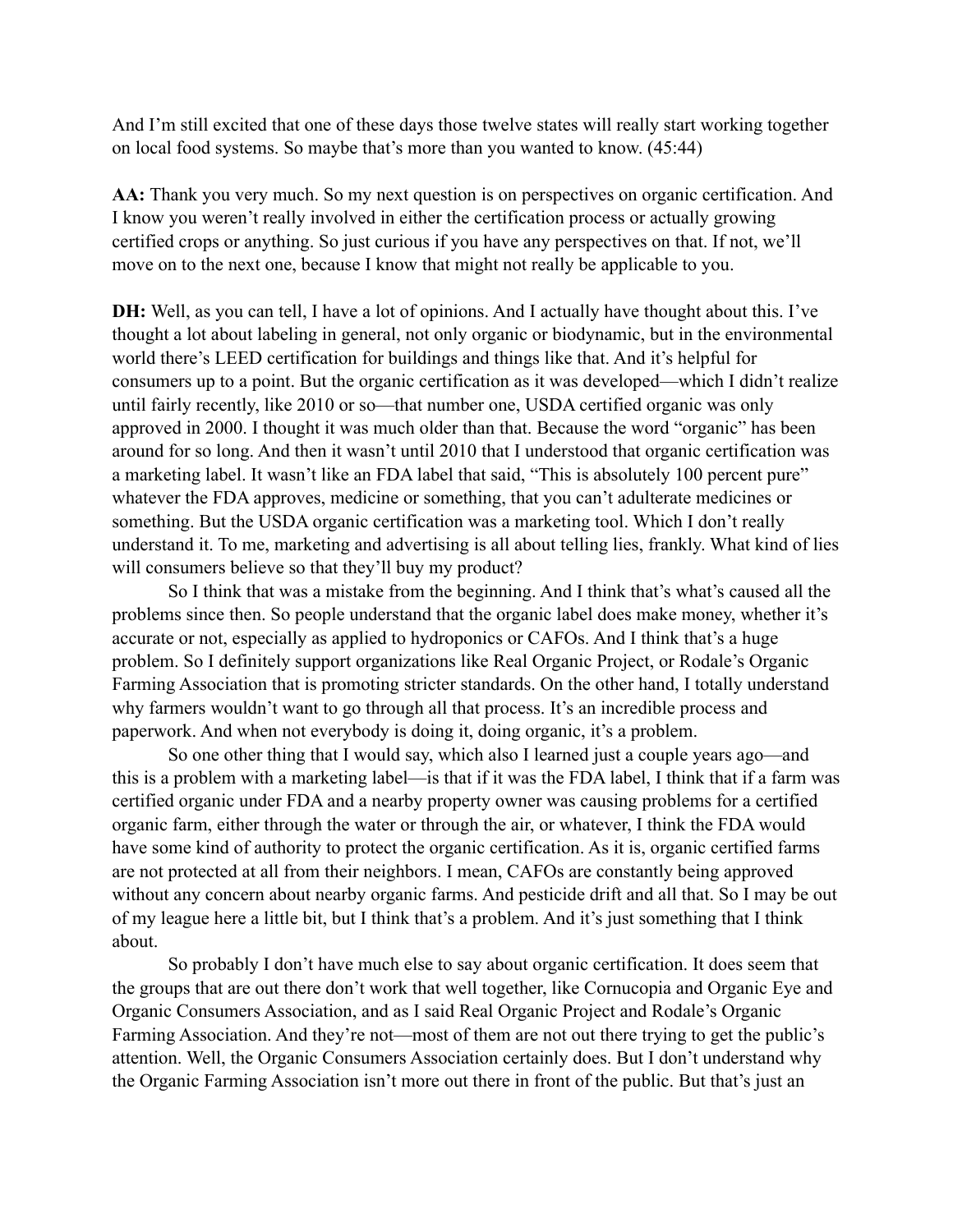And I'm still excited that one of these days those twelve states will really start working together on local food systems. So maybe that's more than you wanted to know. (45:44)

**AA:** Thank you very much. So my next question is on perspectives on organic certification. And I know you weren't really involved in either the certification process or actually growing certified crops or anything. So just curious if you have any perspectives on that. If not, we'll move on to the next one, because I know that might not really be applicable to you.

**DH:** Well, as you can tell, I have a lot of opinions. And I actually have thought about this. I've thought a lot about labeling in general, not only organic or biodynamic, but in the environmental world there's LEED certification for buildings and things like that. And it's helpful for consumers up to a point. But the organic certification as it was developed—which I didn't realize until fairly recently, like 2010 or so—that number one, USDA certified organic was only approved in 2000. I thought it was much older than that. Because the word "organic" has been around for so long. And then it wasn't until 2010 that I understood that organic certification was a marketing label. It wasn't like an FDA label that said, "This is absolutely 100 percent pure" whatever the FDA approves, medicine or something, that you can't adulterate medicines or something. But the USDA organic certification was a marketing tool. Which I don't really understand it. To me, marketing and advertising is all about telling lies, frankly. What kind of lies will consumers believe so that they'll buy my product?

So I think that was a mistake from the beginning. And I think that's what's caused all the problems since then. So people understand that the organic label does make money, whether it's accurate or not, especially as applied to hydroponics or CAFOs. And I think that's a huge problem. So I definitely support organizations like Real Organic Project, or Rodale's Organic Farming Association that is promoting stricter standards. On the other hand, I totally understand why farmers wouldn't want to go through all that process. It's an incredible process and paperwork. And when not everybody is doing it, doing organic, it's a problem.

So one other thing that I would say, which also I learned just a couple years ago—and this is a problem with a marketing label—is that if it was the FDA label, I think that if a farm was certified organic under FDA and a nearby property owner was causing problems for a certified organic farm, either through the water or through the air, or whatever, I think the FDA would have some kind of authority to protect the organic certification. As it is, organic certified farms are not protected at all from their neighbors. I mean, CAFOs are constantly being approved without any concern about nearby organic farms. And pesticide drift and all that. So I may be out of my league here a little bit, but I think that's a problem. And it's just something that I think about.

So probably I don't have much else to say about organic certification. It does seem that the groups that are out there don't work that well together, like Cornucopia and Organic Eye and Organic Consumers Association, and as I said Real Organic Project and Rodale's Organic Farming Association. And they're not—most of them are not out there trying to get the public's attention. Well, the Organic Consumers Association certainly does. But I don't understand why the Organic Farming Association isn't more out there in front of the public. But that's just an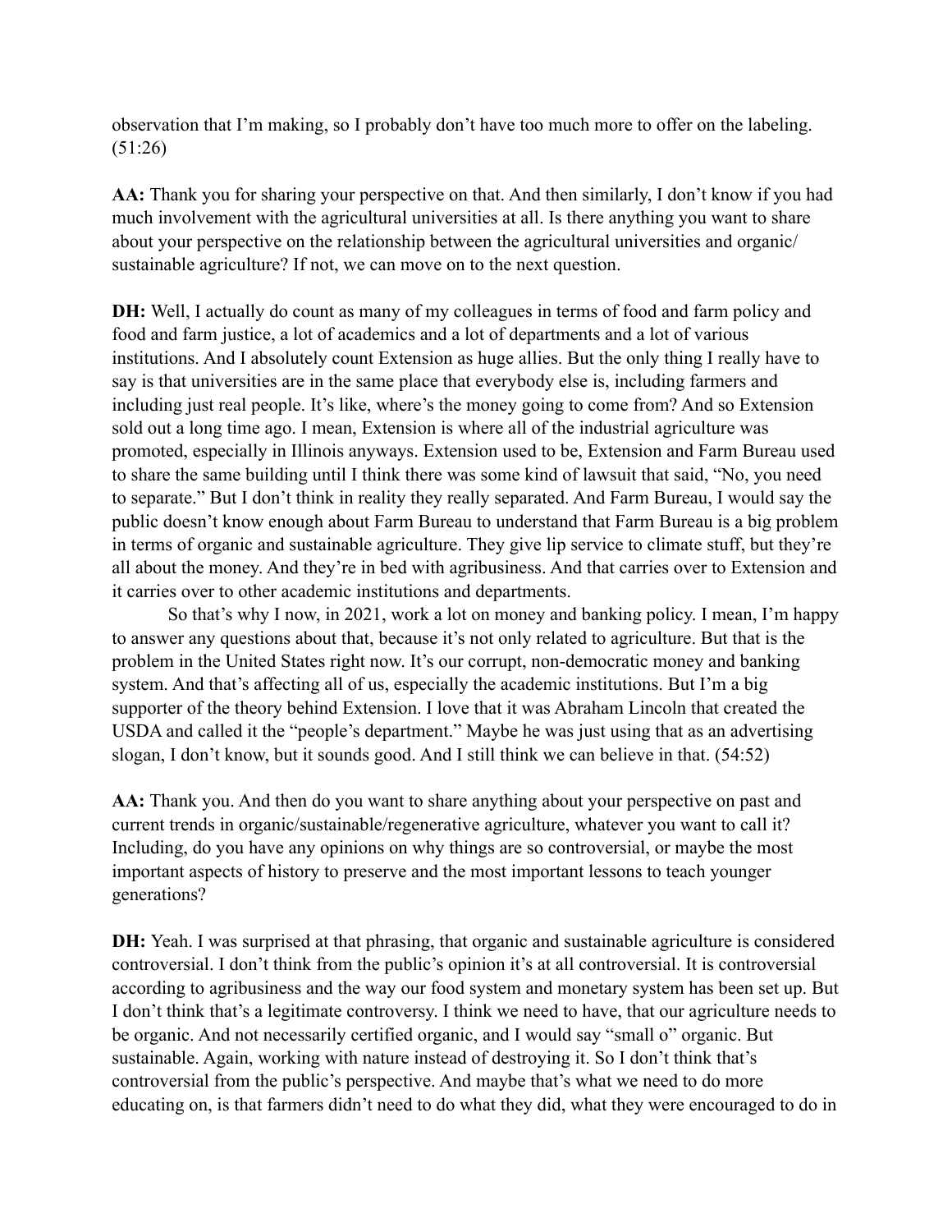observation that I'm making, so I probably don't have too much more to offer on the labeling. (51:26)

**AA:** Thank you for sharing your perspective on that. And then similarly, I don't know if you had much involvement with the agricultural universities at all. Is there anything you want to share about your perspective on the relationship between the agricultural universities and organic/ sustainable agriculture? If not, we can move on to the next question.

**DH:** Well, I actually do count as many of my colleagues in terms of food and farm policy and food and farm justice, a lot of academics and a lot of departments and a lot of various institutions. And I absolutely count Extension as huge allies. But the only thing I really have to say is that universities are in the same place that everybody else is, including farmers and including just real people. It's like, where's the money going to come from? And so Extension sold out a long time ago. I mean, Extension is where all of the industrial agriculture was promoted, especially in Illinois anyways. Extension used to be, Extension and Farm Bureau used to share the same building until I think there was some kind of lawsuit that said, "No, you need to separate." But I don't think in reality they really separated. And Farm Bureau, I would say the public doesn't know enough about Farm Bureau to understand that Farm Bureau is a big problem in terms of organic and sustainable agriculture. They give lip service to climate stuff, but they're all about the money. And they're in bed with agribusiness. And that carries over to Extension and it carries over to other academic institutions and departments.

So that's why I now, in 2021, work a lot on money and banking policy. I mean, I'm happy to answer any questions about that, because it's not only related to agriculture. But that is the problem in the United States right now. It's our corrupt, non-democratic money and banking system. And that's affecting all of us, especially the academic institutions. But I'm a big supporter of the theory behind Extension. I love that it was Abraham Lincoln that created the USDA and called it the "people's department." Maybe he was just using that as an advertising slogan, I don't know, but it sounds good. And I still think we can believe in that. (54:52)

**AA:** Thank you. And then do you want to share anything about your perspective on past and current trends in organic/sustainable/regenerative agriculture, whatever you want to call it? Including, do you have any opinions on why things are so controversial, or maybe the most important aspects of history to preserve and the most important lessons to teach younger generations?

**DH:** Yeah. I was surprised at that phrasing, that organic and sustainable agriculture is considered controversial. I don't think from the public's opinion it's at all controversial. It is controversial according to agribusiness and the way our food system and monetary system has been set up. But I don't think that's a legitimate controversy. I think we need to have, that our agriculture needs to be organic. And not necessarily certified organic, and I would say "small o" organic. But sustainable. Again, working with nature instead of destroying it. So I don't think that's controversial from the public's perspective. And maybe that's what we need to do more educating on, is that farmers didn't need to do what they did, what they were encouraged to do in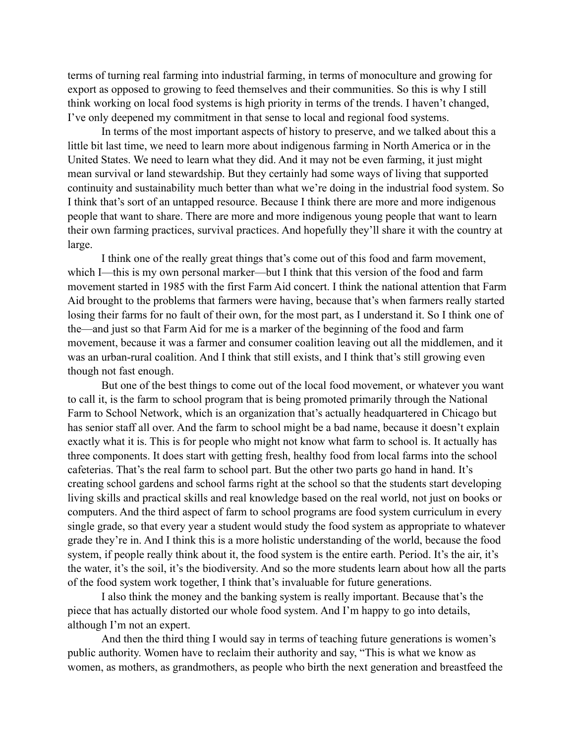terms of turning real farming into industrial farming, in terms of monoculture and growing for export as opposed to growing to feed themselves and their communities. So this is why I still think working on local food systems is high priority in terms of the trends. I haven't changed, I've only deepened my commitment in that sense to local and regional food systems.

In terms of the most important aspects of history to preserve, and we talked about this a little bit last time, we need to learn more about indigenous farming in North America or in the United States. We need to learn what they did. And it may not be even farming, it just might mean survival or land stewardship. But they certainly had some ways of living that supported continuity and sustainability much better than what we're doing in the industrial food system. So I think that's sort of an untapped resource. Because I think there are more and more indigenous people that want to share. There are more and more indigenous young people that want to learn their own farming practices, survival practices. And hopefully they'll share it with the country at large.

I think one of the really great things that's come out of this food and farm movement, which I—this is my own personal marker—but I think that this version of the food and farm movement started in 1985 with the first Farm Aid concert. I think the national attention that Farm Aid brought to the problems that farmers were having, because that's when farmers really started losing their farms for no fault of their own, for the most part, as I understand it. So I think one of the—and just so that Farm Aid for me is a marker of the beginning of the food and farm movement, because it was a farmer and consumer coalition leaving out all the middlemen, and it was an urban-rural coalition. And I think that still exists, and I think that's still growing even though not fast enough.

But one of the best things to come out of the local food movement, or whatever you want to call it, is the farm to school program that is being promoted primarily through the National Farm to School Network, which is an organization that's actually headquartered in Chicago but has senior staff all over. And the farm to school might be a bad name, because it doesn't explain exactly what it is. This is for people who might not know what farm to school is. It actually has three components. It does start with getting fresh, healthy food from local farms into the school cafeterias. That's the real farm to school part. But the other two parts go hand in hand. It's creating school gardens and school farms right at the school so that the students start developing living skills and practical skills and real knowledge based on the real world, not just on books or computers. And the third aspect of farm to school programs are food system curriculum in every single grade, so that every year a student would study the food system as appropriate to whatever grade they're in. And I think this is a more holistic understanding of the world, because the food system, if people really think about it, the food system is the entire earth. Period. It's the air, it's the water, it's the soil, it's the biodiversity. And so the more students learn about how all the parts of the food system work together, I think that's invaluable for future generations.

I also think the money and the banking system is really important. Because that's the piece that has actually distorted our whole food system. And I'm happy to go into details, although I'm not an expert.

And then the third thing I would say in terms of teaching future generations is women's public authority. Women have to reclaim their authority and say, "This is what we know as women, as mothers, as grandmothers, as people who birth the next generation and breastfeed the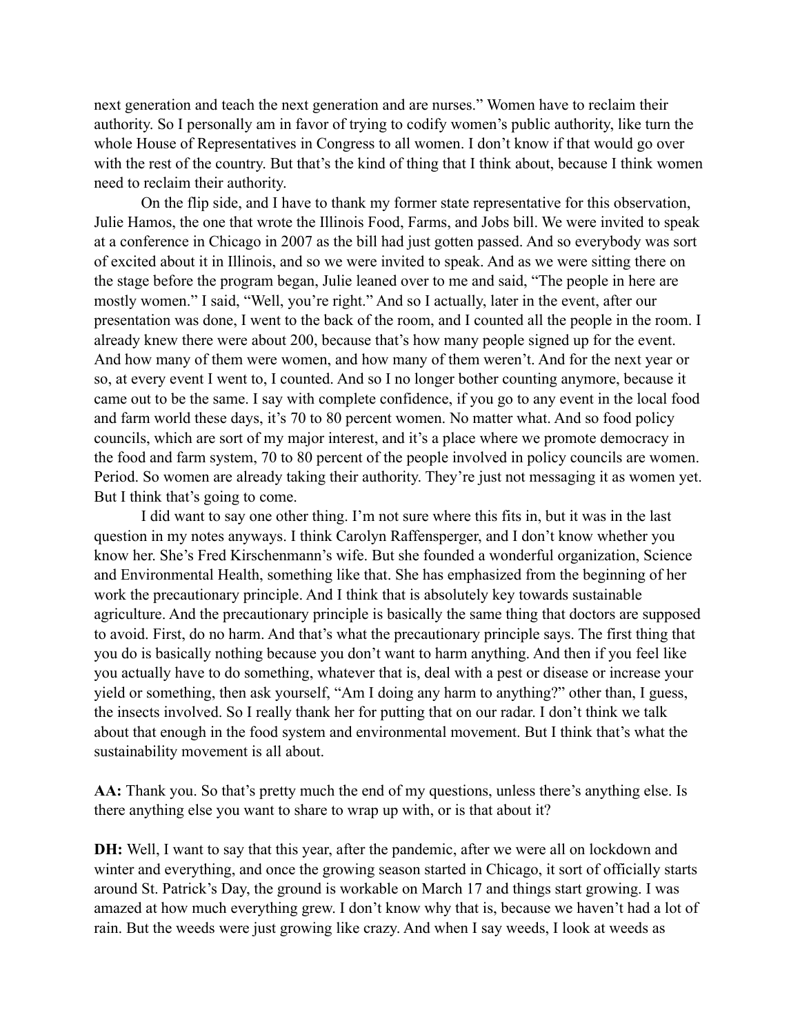next generation and teach the next generation and are nurses." Women have to reclaim their authority. So I personally am in favor of trying to codify women's public authority, like turn the whole House of Representatives in Congress to all women. I don't know if that would go over with the rest of the country. But that's the kind of thing that I think about, because I think women need to reclaim their authority.

On the flip side, and I have to thank my former state representative for this observation, Julie Hamos, the one that wrote the Illinois Food, Farms, and Jobs bill. We were invited to speak at a conference in Chicago in 2007 as the bill had just gotten passed. And so everybody was sort of excited about it in Illinois, and so we were invited to speak. And as we were sitting there on the stage before the program began, Julie leaned over to me and said, "The people in here are mostly women." I said, "Well, you're right." And so I actually, later in the event, after our presentation was done, I went to the back of the room, and I counted all the people in the room. I already knew there were about 200, because that's how many people signed up for the event. And how many of them were women, and how many of them weren't. And for the next year or so, at every event I went to, I counted. And so I no longer bother counting anymore, because it came out to be the same. I say with complete confidence, if you go to any event in the local food and farm world these days, it's 70 to 80 percent women. No matter what. And so food policy councils, which are sort of my major interest, and it's a place where we promote democracy in the food and farm system, 70 to 80 percent of the people involved in policy councils are women. Period. So women are already taking their authority. They're just not messaging it as women yet. But I think that's going to come.

I did want to say one other thing. I'm not sure where this fits in, but it was in the last question in my notes anyways. I think Carolyn Raffensperger, and I don't know whether you know her. She's Fred Kirschenmann's wife. But she founded a wonderful organization, Science and Environmental Health, something like that. She has emphasized from the beginning of her work the precautionary principle. And I think that is absolutely key towards sustainable agriculture. And the precautionary principle is basically the same thing that doctors are supposed to avoid. First, do no harm. And that's what the precautionary principle says. The first thing that you do is basically nothing because you don't want to harm anything. And then if you feel like you actually have to do something, whatever that is, deal with a pest or disease or increase your yield or something, then ask yourself, "Am I doing any harm to anything?" other than, I guess, the insects involved. So I really thank her for putting that on our radar. I don't think we talk about that enough in the food system and environmental movement. But I think that's what the sustainability movement is all about.

**AA:** Thank you. So that's pretty much the end of my questions, unless there's anything else. Is there anything else you want to share to wrap up with, or is that about it?

**DH:** Well, I want to say that this year, after the pandemic, after we were all on lockdown and winter and everything, and once the growing season started in Chicago, it sort of officially starts around St. Patrick's Day, the ground is workable on March 17 and things start growing. I was amazed at how much everything grew. I don't know why that is, because we haven't had a lot of rain. But the weeds were just growing like crazy. And when I say weeds, I look at weeds as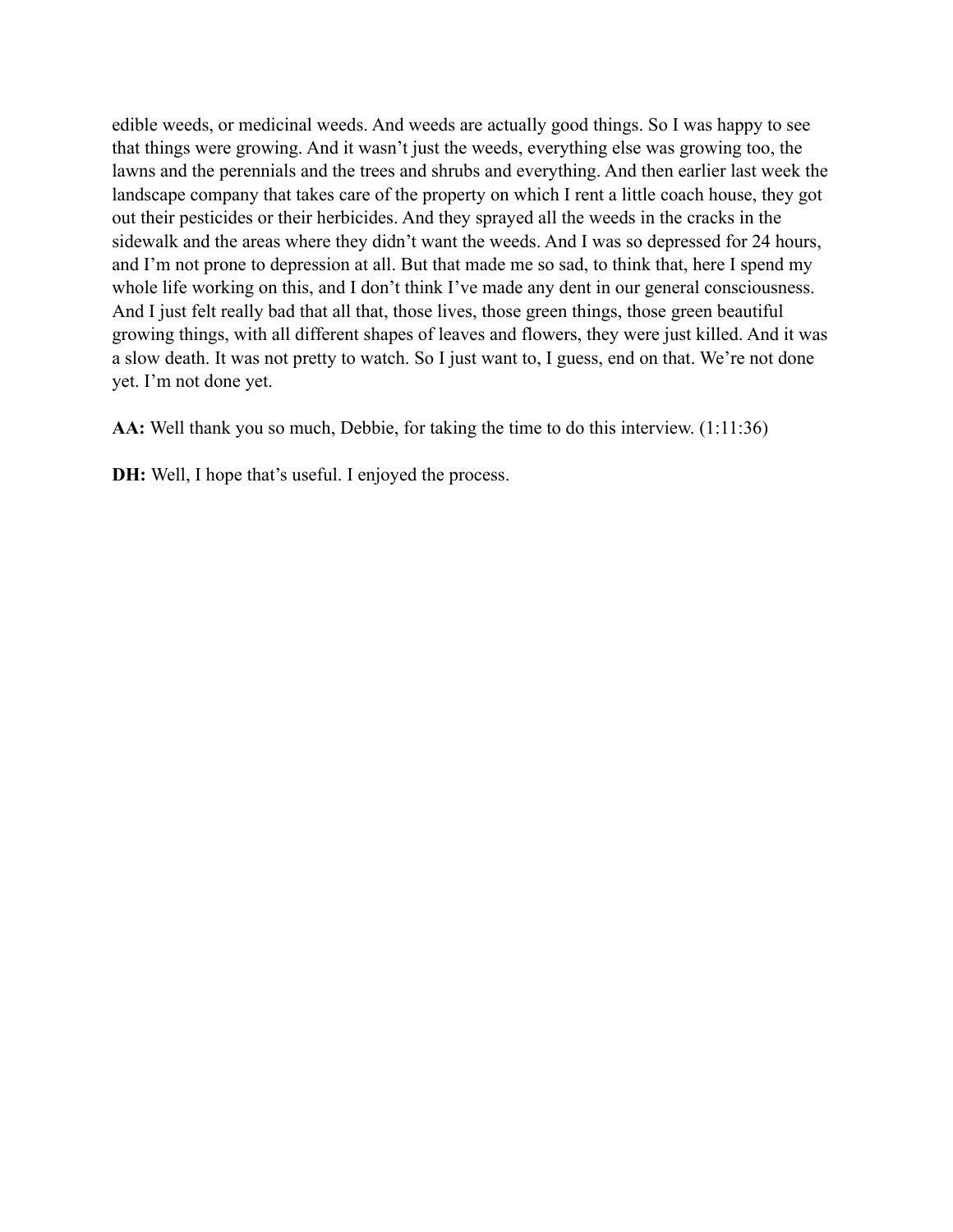edible weeds, or medicinal weeds. And weeds are actually good things. So I was happy to see that things were growing. And it wasn't just the weeds, everything else was growing too, the lawns and the perennials and the trees and shrubs and everything. And then earlier last week the landscape company that takes care of the property on which I rent a little coach house, they got out their pesticides or their herbicides. And they sprayed all the weeds in the cracks in the sidewalk and the areas where they didn't want the weeds. And I was so depressed for 24 hours, and I'm not prone to depression at all. But that made me so sad, to think that, here I spend my whole life working on this, and I don't think I've made any dent in our general consciousness. And I just felt really bad that all that, those lives, those green things, those green beautiful growing things, with all different shapes of leaves and flowers, they were just killed. And it was a slow death. It was not pretty to watch. So I just want to, I guess, end on that. We're not done yet. I'm not done yet.

**AA:** Well thank you so much, Debbie, for taking the time to do this interview. (1:11:36)

**DH:** Well, I hope that's useful. I enjoyed the process.